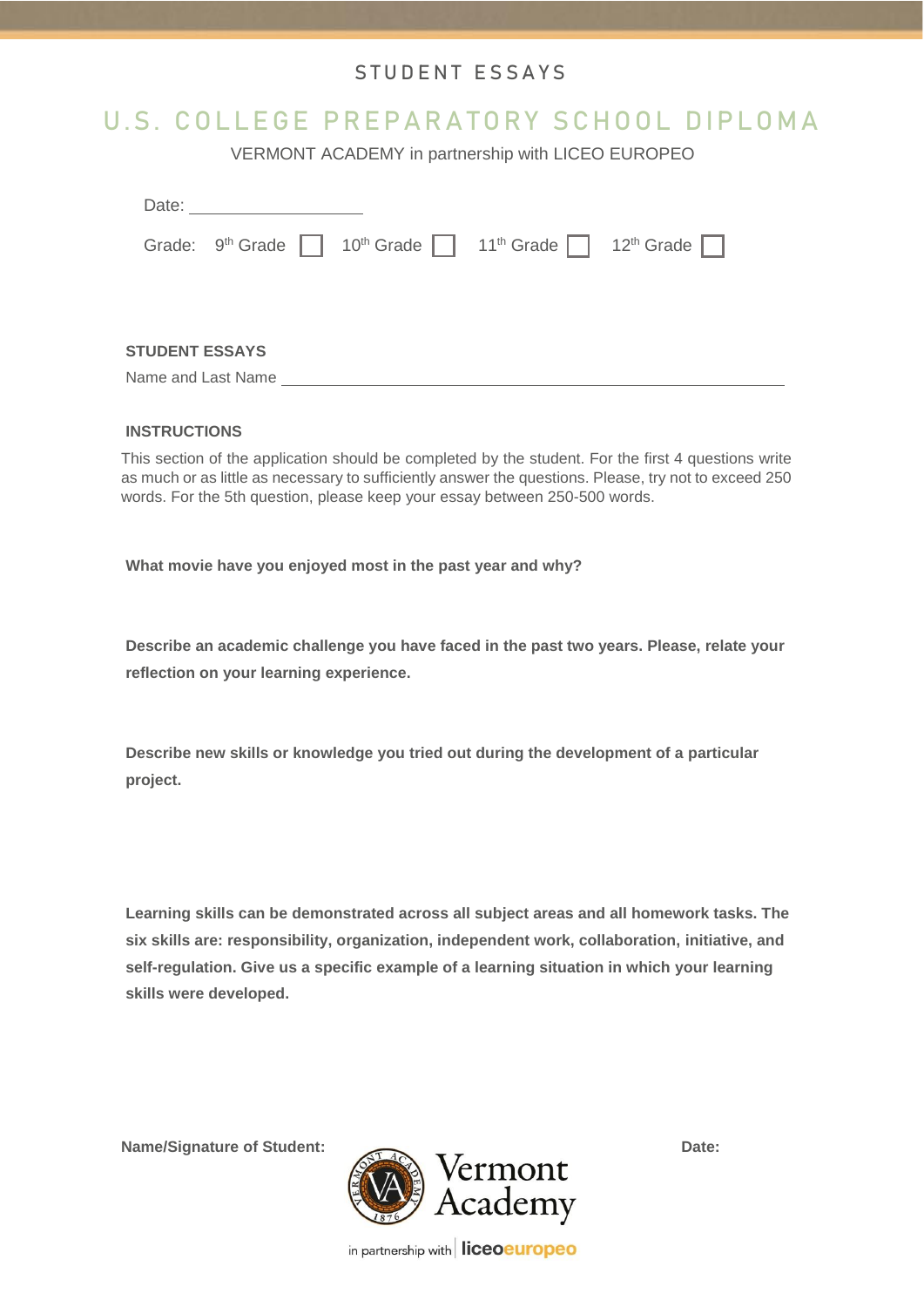STUDENT ESSAYS

# U.S. COLLEGE PREPARATORY SCHOOL DIPLOMA

VERMONT ACADEMY in partnership with LICEO EUROPEO

Date: ____________________

Grade: 9th Grade ☐ 10th Grade ☐ 11th Grade ☐ 12th Grade ☐

**STUDENT ESSAYS**

Name and Last Name ____________________________________________

**INSTRUCTIONS**

This section of the application should be completed by the student. For the first 4 questions write as much or as little as necessary to sufficiently answer the questions. Please, try not to exceed 250 words. For the 5th question, please keep your essay between 250-500 words.

**What movie have you enjoyed most in the past year and why?**

**Describe an academic challenge you have faced in the past two years. Please, relate your reflection on your learning experience.**

**Describe new skills or knowledge you tried out during the development of a particular project.**

**Learning skills can be demonstrated across all subject areas and all homework tasks. The six skills are: responsibility, organization, independent work, collaboration, initiative, and self-regulation. Give us a specific example of a learning situation in which your learning skills were developed.**

**Name/Signature of Student:** **Date:**

Vermont Academy

in partnership with liceoeuropeo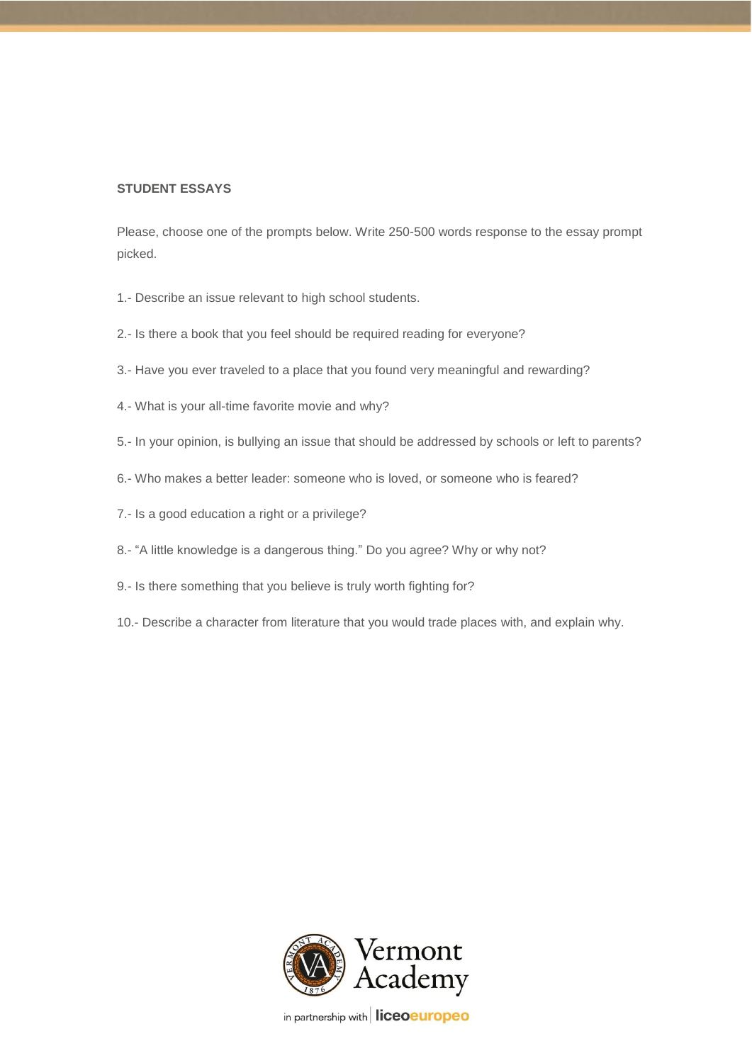**STUDENT ESSAYS**

Please, choose one of the prompts below. Write 250-500 words response to the essay prompt picked.

1.- Describe an issue relevant to high school students.

2.- Is there a book that you feel should be required reading for everyone?

3.- Have you ever traveled to a place that you found very meaningful and rewarding?

4.- What is your all-time favorite movie and why?

5.- In your opinion, is bullying an issue that should be addressed by schools or left to parents?

6.- Who makes a better leader: someone who is loved, or someone who is feared?

7.- Is a good education a right or a privilege?

8.- “A little knowledge is a dangerous thing.” Do you agree? Why or why not?

9.- Is there something that you believe is truly worth fighting for?

10.- Describe a character from literature that you would trade places with, and explain why.